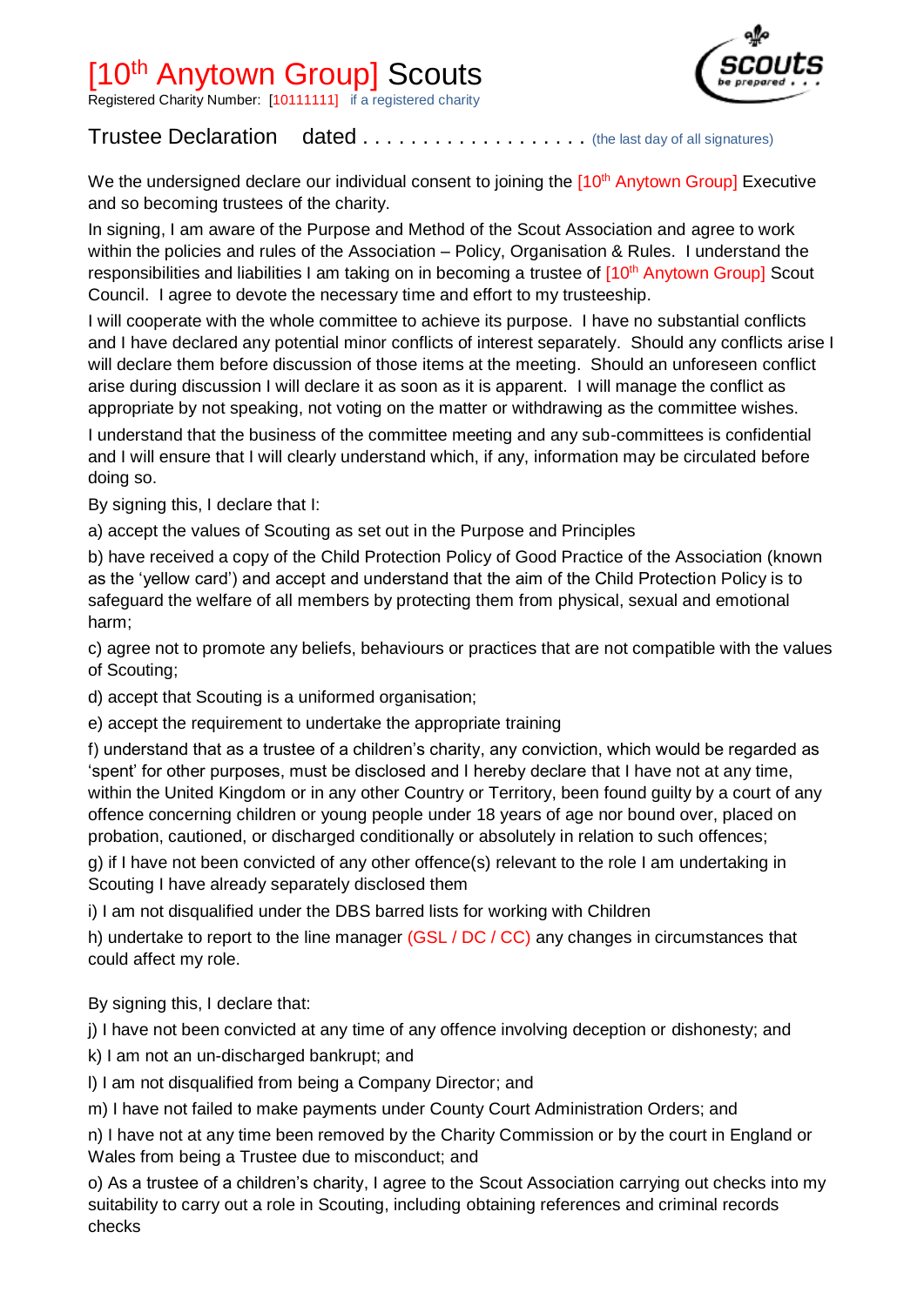# [10th Anytown Group] Scouts

Registered Charity Number: [10111111] if a registered charity

## Trustee Declaration dated . . . . . . . . . . . . . . . . . . . (the last day of all signatures)

We the undersigned declare our individual consent to joining the [10th Anytown Group] Executive and so becoming trustees of the charity.

In signing, I am aware of the Purpose and Method of the Scout Association and agree to work within the policies and rules of the Association – Policy, Organisation & Rules. I understand the responsibilities and liabilities I am taking on in becoming a trustee of [10th Anytown Group] Scout Council. I agree to devote the necessary time and effort to my trusteeship.

I will cooperate with the whole committee to achieve its purpose. I have no substantial conflicts and I have declared any potential minor conflicts of interest separately. Should any conflicts arise I will declare them before discussion of those items at the meeting. Should an unforeseen conflict arise during discussion I will declare it as soon as it is apparent. I will manage the conflict as appropriate by not speaking, not voting on the matter or withdrawing as the committee wishes.

I understand that the business of the committee meeting and any sub-committees is confidential and I will ensure that I will clearly understand which, if any, information may be circulated before doing so.

By signing this, I declare that I:

a) accept the values of Scouting as set out in the Purpose and Principles

b) have received a copy of the Child Protection Policy of Good Practice of the Association (known as the 'yellow card') and accept and understand that the aim of the Child Protection Policy is to safeguard the welfare of all members by protecting them from physical, sexual and emotional harm;

c) agree not to promote any beliefs, behaviours or practices that are not compatible with the values of Scouting;

d) accept that Scouting is a uniformed organisation;

e) accept the requirement to undertake the appropriate training

f) understand that as a trustee of a children's charity, any conviction, which would be regarded as 'spent' for other purposes, must be disclosed and I hereby declare that I have not at any time, within the United Kingdom or in any other Country or Territory, been found guilty by a court of any offence concerning children or young people under 18 years of age nor bound over, placed on probation, cautioned, or discharged conditionally or absolutely in relation to such offences;

g) if I have not been convicted of any other offence(s) relevant to the role I am undertaking in Scouting I have already separately disclosed them

i) I am not disqualified under the DBS barred lists for working with Children

h) undertake to report to the line manager (GSL / DC / CC) any changes in circumstances that could affect my role.

By signing this, I declare that:

j) I have not been convicted at any time of any offence involving deception or dishonesty; and

k) I am not an un-discharged bankrupt; and

l) I am not disqualified from being a Company Director; and

m) I have not failed to make payments under County Court Administration Orders; and

n) I have not at any time been removed by the Charity Commission or by the court in England or Wales from being a Trustee due to misconduct; and

o) As a trustee of a children's charity, I agree to the Scout Association carrying out checks into my suitability to carry out a role in Scouting, including obtaining references and criminal records checks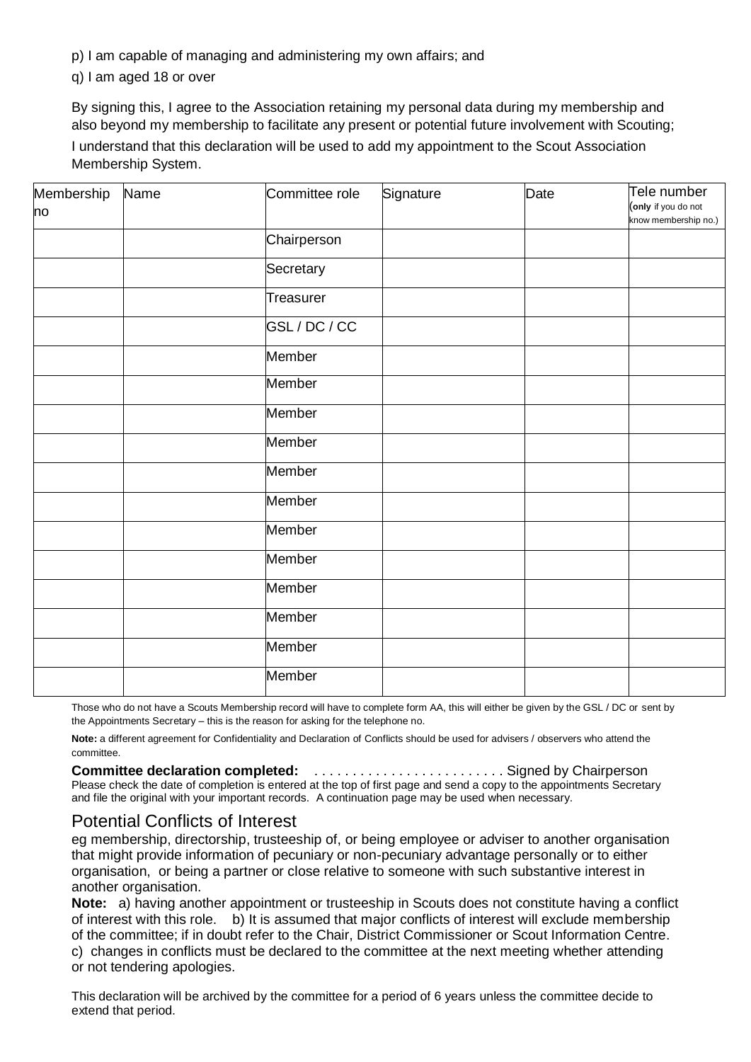p) I am capable of managing and administering my own affairs; and

q) I am aged 18 or over

By signing this, I agree to the Association retaining my personal data during my membership and also beyond my membership to facilitate any present or potential future involvement with Scouting; I understand that this declaration will be used to add my appointment to the Scout Association Membership System.

| Membership no | Name | Committee role | Signature | Date | Tele number (**only** if you do not know membership no.) |
|---|---|---|---|---|---|
| | | Chairperson | | | |
| | | Secretary | | | |
| | | Treasurer | | | |
| | | GSL / DC / CC | | | |
| | | Member | | | |
| | | Member | | | |
| | | Member | | | |
| | | Member | | | |
| | | Member | | | |
| | | Member | | | |
| | | Member | | | |
| | | Member | | | |
| | | Member | | | |
| | | Member | | | |
| | | Member | | | |
| | | Member | | | |

Those who do not have a Scouts Membership record will have to complete form AA, this will either be given by the GSL / DC or sent by the Appointments Secretary – this is the reason for asking for the telephone no.

**Note:** a different agreement for Confidentiality and Declaration of Conflicts should be used for advisers / observers who attend the committee.

**Committee declaration completed:** . . . . . . . . . . . . . . . . . . . . . . . . . Signed by Chairperson
Please check the date of completion is entered at the top of first page and send a copy to the appointments Secretary and file the original with your important records. A continuation page may be used when necessary.

## Potential Conflicts of Interest

eg membership, directorship, trusteeship of, or being employee or adviser to another organisation that might provide information of pecuniary or non-pecuniary advantage personally or to either organisation, or being a partner or close relative to someone with such substantive interest in another organisation.

**Note:** a) having another appointment or trusteeship in Scouts does not constitute having a conflict of interest with this role. b) It is assumed that major conflicts of interest will exclude membership of the committee; if in doubt refer to the Chair, District Commissioner or Scout Information Centre. c) changes in conflicts must be declared to the committee at the next meeting whether attending or not tendering apologies.

This declaration will be archived by the committee for a period of 6 years unless the committee decide to extend that period.